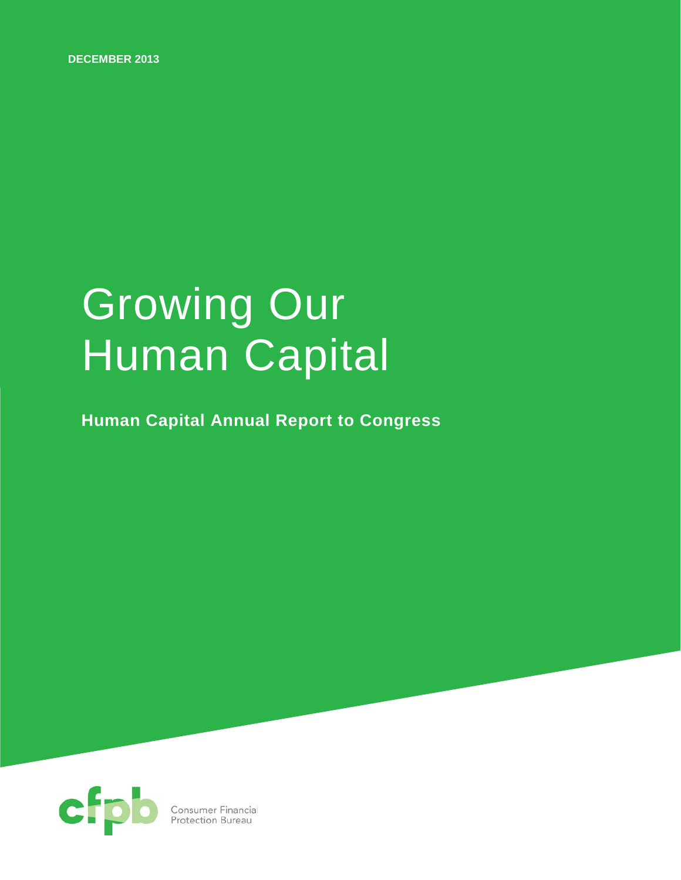DECEMBER 2013

# Growing Our Human Capital

**Human Capital Annual Report to Congress**

cfpb Consumer Financial Protection Bureau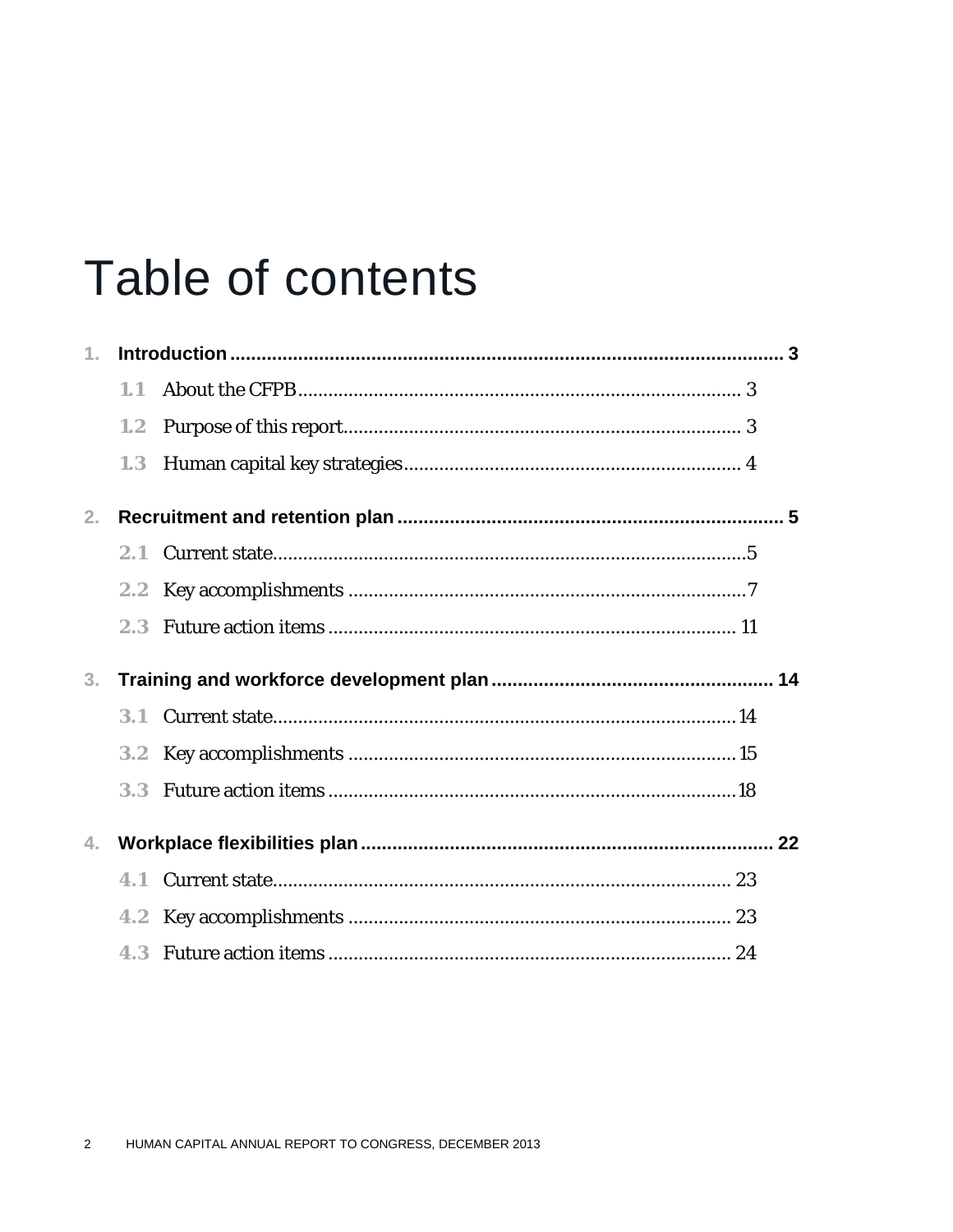# Table of contents

1. **Introduction** .......................................................................................................... **3**
   - 1.1 About the CFPB ...................................................................................... 3
   - 1.2 Purpose of this report .............................................................................. 3
   - 1.3 Human capital key strategies .................................................................. 4
2. **Recruitment and retention plan** ......................................................................... **5**
   - 2.1 Current state ............................................................................................ 5
   - 2.2 Key accomplishments .............................................................................. 7
   - 2.3 Future action items ................................................................................ 11
3. **Training and workforce development plan** ..................................................... **14**
   - 3.1 Current state .......................................................................................... 14
   - 3.2 Key accomplishments ............................................................................ 15
   - 3.3 Future action items ................................................................................ 18
4. **Workplace flexibilities plan** .............................................................................. **22**
   - 4.1 Current state .......................................................................................... 23
   - 4.2 Key accomplishments ............................................................................ 23
   - 4.3 Future action items ................................................................................ 24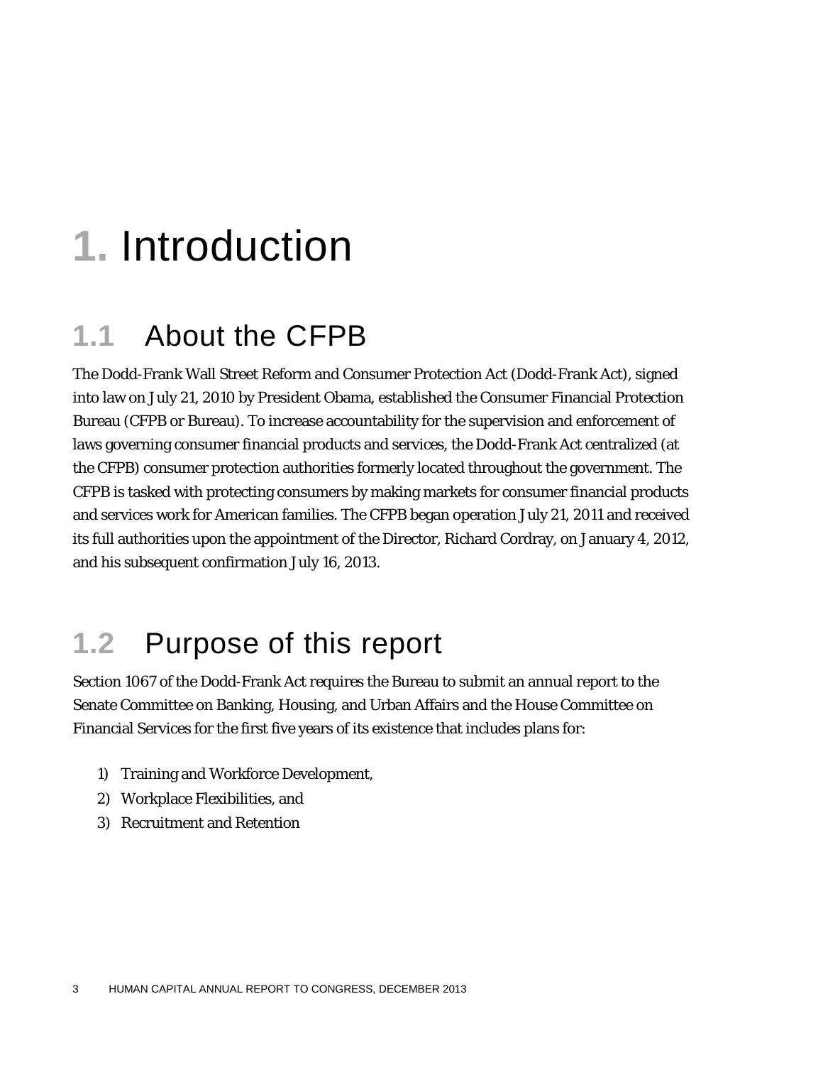# 1. Introduction

## 1.1 About the CFPB

The Dodd-Frank Wall Street Reform and Consumer Protection Act (Dodd-Frank Act), signed into law on July 21, 2010 by President Obama, established the Consumer Financial Protection Bureau (CFPB or Bureau). To increase accountability for the supervision and enforcement of laws governing consumer financial products and services, the Dodd-Frank Act centralized (at the CFPB) consumer protection authorities formerly located throughout the government. The CFPB is tasked with protecting consumers by making markets for consumer financial products and services work for American families. The CFPB began operation July 21, 2011 and received its full authorities upon the appointment of the Director, Richard Cordray, on January 4, 2012, and his subsequent confirmation July 16, 2013.

## 1.2 Purpose of this report

Section 1067 of the Dodd-Frank Act requires the Bureau to submit an annual report to the Senate Committee on Banking, Housing, and Urban Affairs and the House Committee on Financial Services for the first five years of its existence that includes plans for:

1) Training and Workforce Development,
2) Workplace Flexibilities, and
3) Recruitment and Retention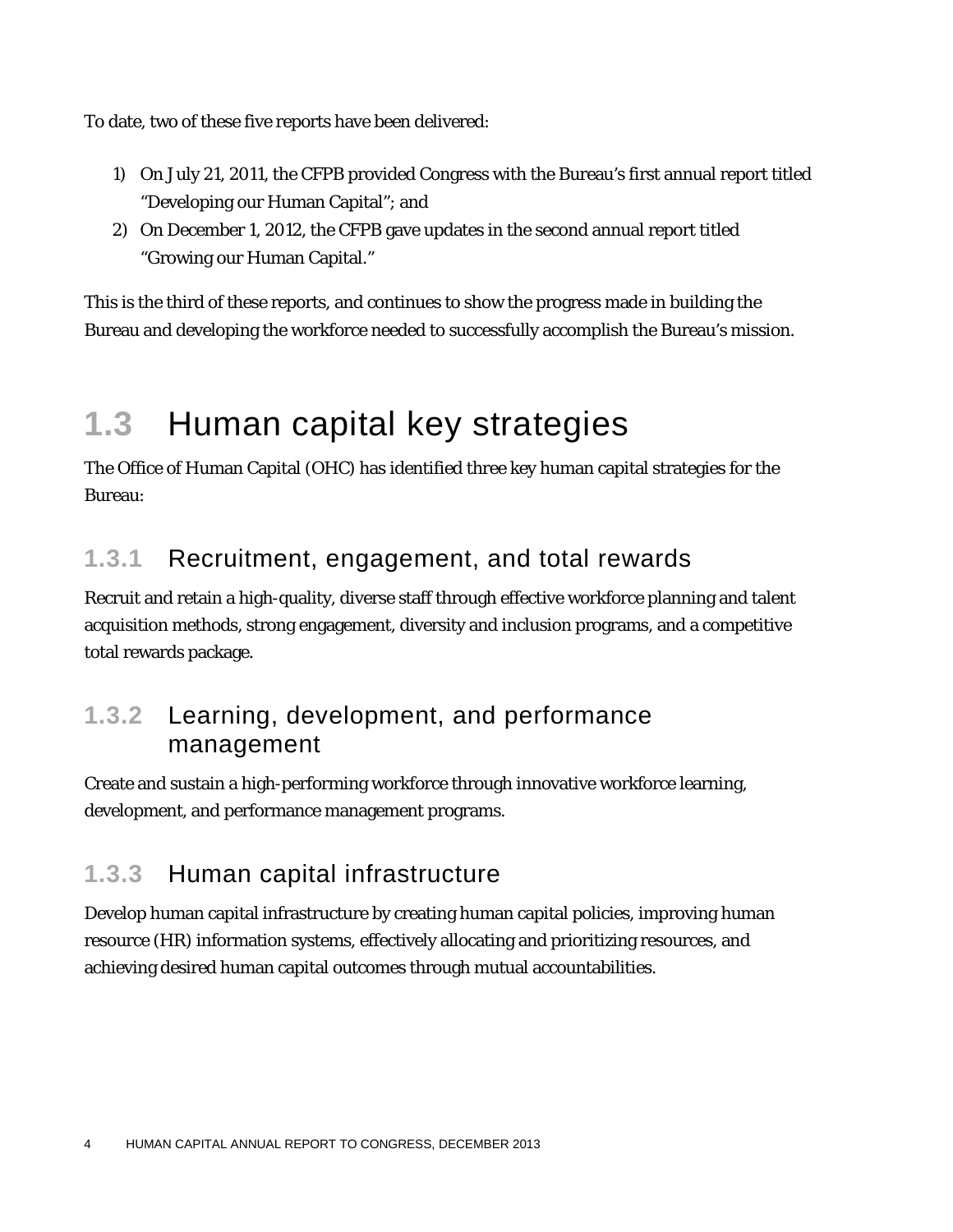To date, two of these five reports have been delivered:

1) On July 21, 2011, the CFPB provided Congress with the Bureau's first annual report titled "Developing our Human Capital"; and
2) On December 1, 2012, the CFPB gave updates in the second annual report titled "Growing our Human Capital."

This is the third of these reports, and continues to show the progress made in building the Bureau and developing the workforce needed to successfully accomplish the Bureau's mission.

## 1.3 Human capital key strategies

The Office of Human Capital (OHC) has identified three key human capital strategies for the Bureau:

### 1.3.1 Recruitment, engagement, and total rewards

Recruit and retain a high-quality, diverse staff through effective workforce planning and talent acquisition methods, strong engagement, diversity and inclusion programs, and a competitive total rewards package.

### 1.3.2 Learning, development, and performance management

Create and sustain a high-performing workforce through innovative workforce learning, development, and performance management programs.

### 1.3.3 Human capital infrastructure

Develop human capital infrastructure by creating human capital policies, improving human resource (HR) information systems, effectively allocating and prioritizing resources, and achieving desired human capital outcomes through mutual accountabilities.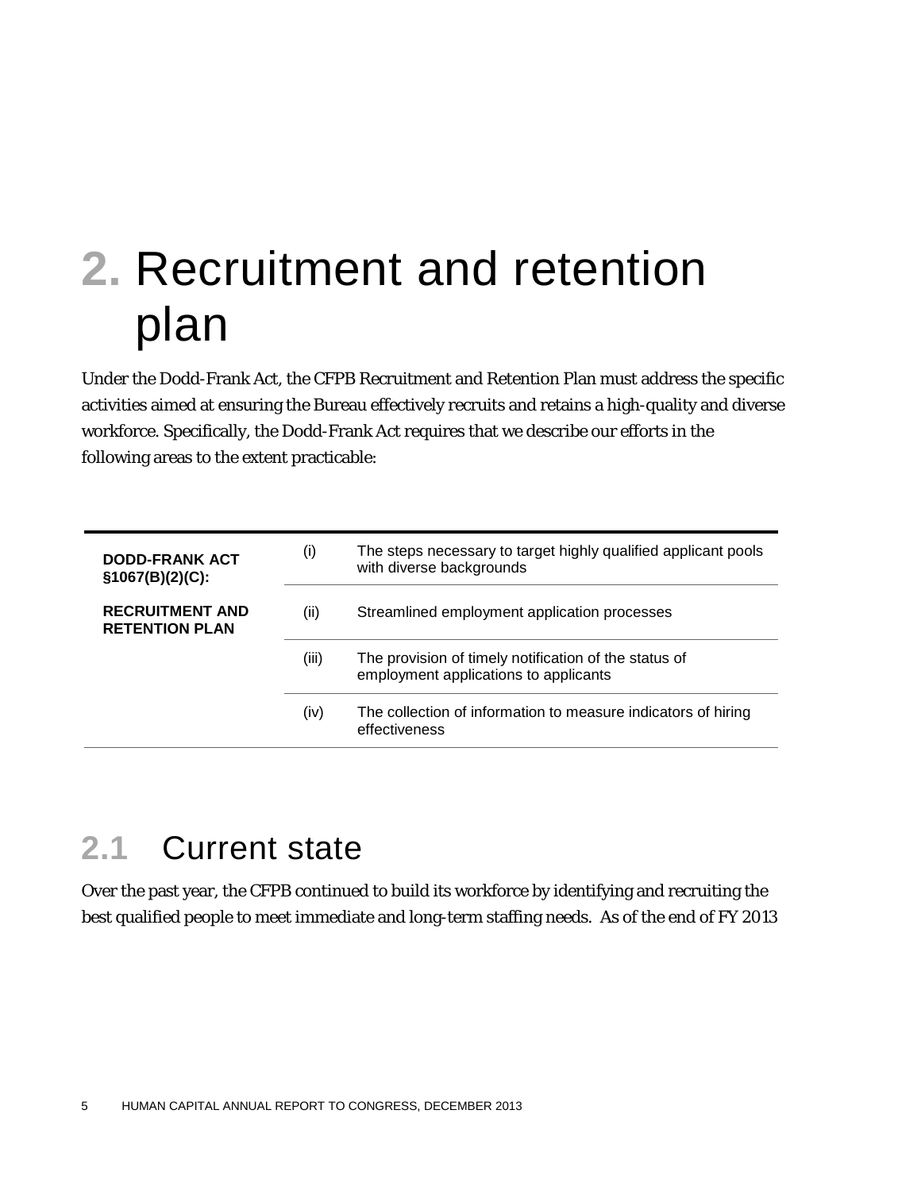# 2. Recruitment and retention plan

Under the Dodd-Frank Act, the CFPB Recruitment and Retention Plan must address the specific activities aimed at ensuring the Bureau effectively recruits and retains a high-quality and diverse workforce. Specifically, the Dodd-Frank Act requires that we describe our efforts in the following areas to the extent practicable:

| DODD-FRANK ACT §1067(B)(2)(C): RECRUITMENT AND RETENTION PLAN | | |
|---|---|---|
| | (i) | The steps necessary to target highly qualified applicant pools with diverse backgrounds |
| | (ii) | Streamlined employment application processes |
| | (iii) | The provision of timely notification of the status of employment applications to applicants |
| | (iv) | The collection of information to measure indicators of hiring effectiveness |

## 2.1 Current state

Over the past year, the CFPB continued to build its workforce by identifying and recruiting the best qualified people to meet immediate and long-term staffing needs. As of the end of FY 2013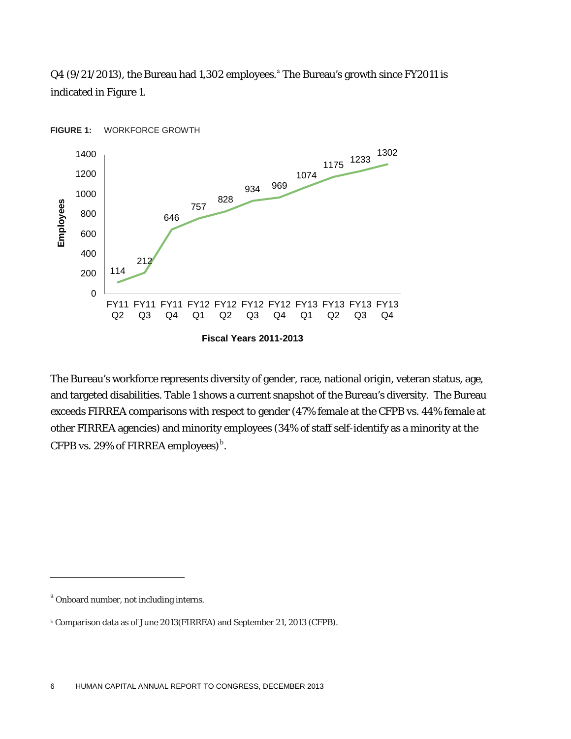Q4 (9/21/2013), the Bureau had 1,302 employees.[a] The Bureau's growth since FY2011 is indicated in Figure 1.

**FIGURE 1:** WORKFORCE GROWTH

| Fiscal Years 2011-2013 | Employees |
|---|---|
| FY11 Q2 | 114 |
| FY11 Q3 | 212 |
| FY11 Q4 | 646 |
| FY12 Q1 | 757 |
| FY12 Q2 | 828 |
| FY12 Q3 | 934 |
| FY12 Q4 | 969 |
| FY13 Q1 | 1074 |
| FY13 Q2 | 1175 |
| FY13 Q3 | 1233 |
| FY13 Q4 | 1302 |

The Bureau's workforce represents diversity of gender, race, national origin, veteran status, age, and targeted disabilities. Table 1 shows a current snapshot of the Bureau's diversity. The Bureau exceeds FIRREA comparisons with respect to gender (47% female at the CFPB vs. 44% female at other FIRREA agencies) and minority employees (34% of staff self-identify as a minority at the CFPB vs. 29% of FIRREA employees)[b].

---

[a] Onboard number, not including interns.

[b] Comparison data as of June 2013(FIRREA) and September 21, 2013 (CFPB).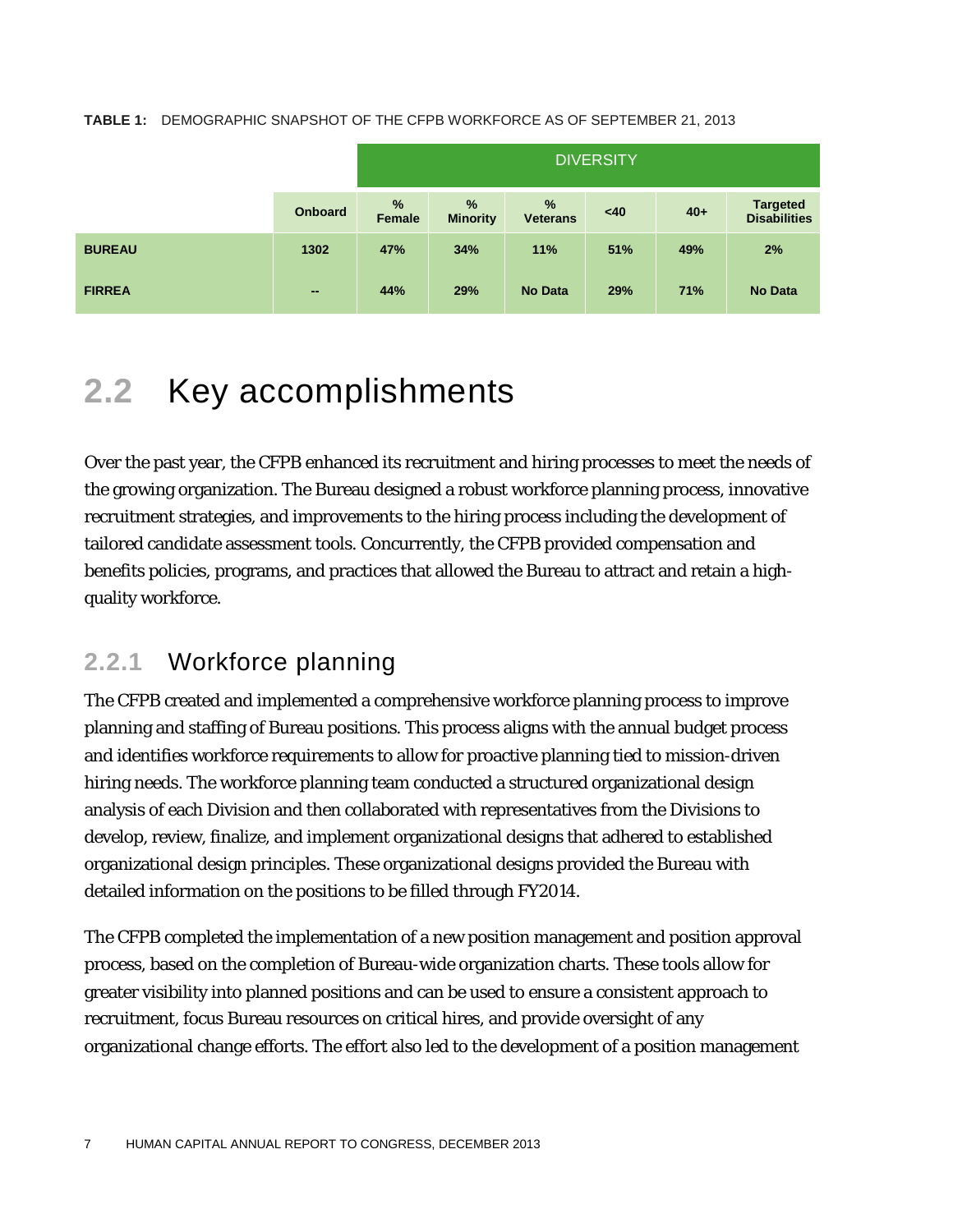**TABLE 1:** DEMOGRAPHIC SNAPSHOT OF THE CFPB WORKFORCE AS OF SEPTEMBER 21, 2013

| | | DIVERSITY | | | | | |
|---|---|---|---|---|---|---|---|
| | **Onboard** | **% Female** | **% Minority** | **% Veterans** | **<40** | **40+** | **Targeted Disabilities** |
| **BUREAU** | **1302** | **47%** | **34%** | **11%** | **51%** | **49%** | **2%** |
| **FIRREA** | **--** | **44%** | **29%** | **No Data** | **29%** | **71%** | **No Data** |

# 2.2 Key accomplishments

Over the past year, the CFPB enhanced its recruitment and hiring processes to meet the needs of the growing organization. The Bureau designed a robust workforce planning process, innovative recruitment strategies, and improvements to the hiring process including the development of tailored candidate assessment tools. Concurrently, the CFPB provided compensation and benefits policies, programs, and practices that allowed the Bureau to attract and retain a high-quality workforce.

## 2.2.1 Workforce planning

The CFPB created and implemented a comprehensive workforce planning process to improve planning and staffing of Bureau positions. This process aligns with the annual budget process and identifies workforce requirements to allow for proactive planning tied to mission-driven hiring needs. The workforce planning team conducted a structured organizational design analysis of each Division and then collaborated with representatives from the Divisions to develop, review, finalize, and implement organizational designs that adhered to established organizational design principles. These organizational designs provided the Bureau with detailed information on the positions to be filled through FY2014.

The CFPB completed the implementation of a new position management and position approval process, based on the completion of Bureau-wide organization charts. These tools allow for greater visibility into planned positions and can be used to ensure a consistent approach to recruitment, focus Bureau resources on critical hires, and provide oversight of any organizational change efforts. The effort also led to the development of a position management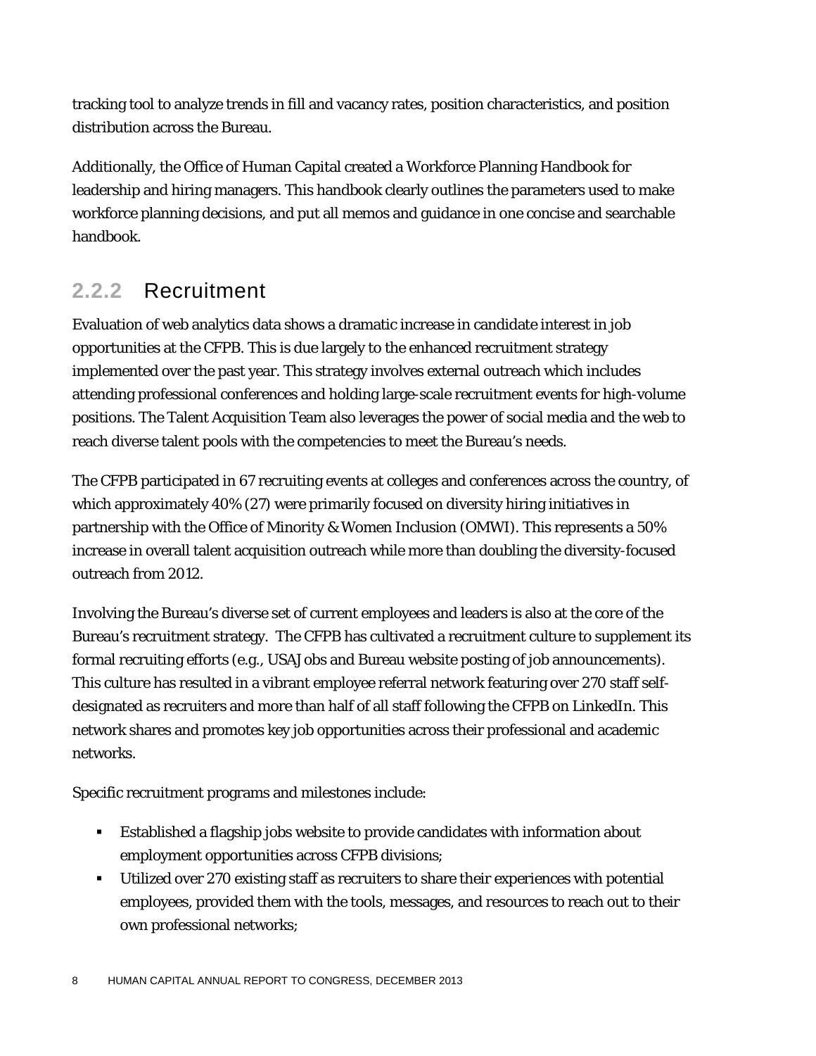tracking tool to analyze trends in fill and vacancy rates, position characteristics, and position distribution across the Bureau.

Additionally, the Office of Human Capital created a Workforce Planning Handbook for leadership and hiring managers. This handbook clearly outlines the parameters used to make workforce planning decisions, and put all memos and guidance in one concise and searchable handbook.

### 2.2.2 Recruitment

Evaluation of web analytics data shows a dramatic increase in candidate interest in job opportunities at the CFPB. This is due largely to the enhanced recruitment strategy implemented over the past year. This strategy involves external outreach which includes attending professional conferences and holding large-scale recruitment events for high-volume positions. The Talent Acquisition Team also leverages the power of social media and the web to reach diverse talent pools with the competencies to meet the Bureau's needs.

The CFPB participated in 67 recruiting events at colleges and conferences across the country, of which approximately 40% (27) were primarily focused on diversity hiring initiatives in partnership with the Office of Minority & Women Inclusion (OMWI). This represents a 50% increase in overall talent acquisition outreach while more than doubling the diversity-focused outreach from 2012.

Involving the Bureau's diverse set of current employees and leaders is also at the core of the Bureau's recruitment strategy. The CFPB has cultivated a recruitment culture to supplement its formal recruiting efforts (e.g., USAJobs and Bureau website posting of job announcements). This culture has resulted in a vibrant employee referral network featuring over 270 staff self-designated as recruiters and more than half of all staff following the CFPB on LinkedIn. This network shares and promotes key job opportunities across their professional and academic networks.

Specific recruitment programs and milestones include:

- Established a flagship jobs website to provide candidates with information about employment opportunities across CFPB divisions;
- Utilized over 270 existing staff as recruiters to share their experiences with potential employees, provided them with the tools, messages, and resources to reach out to their own professional networks;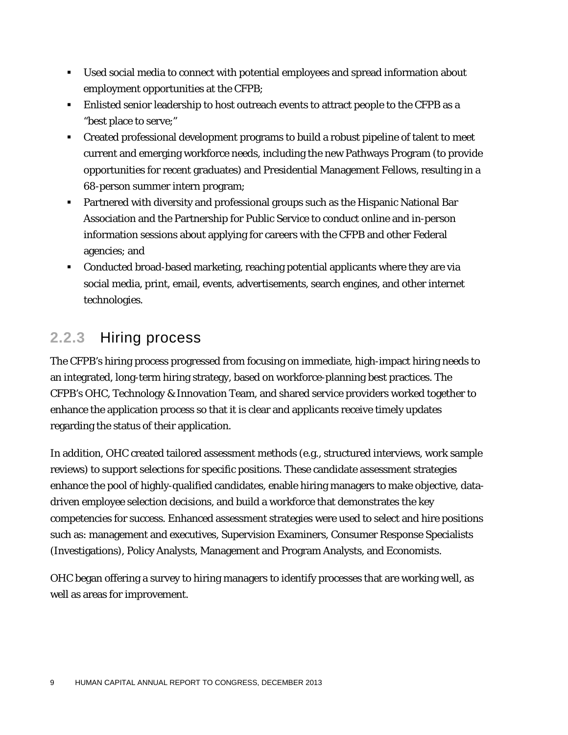- Used social media to connect with potential employees and spread information about employment opportunities at the CFPB;
- Enlisted senior leadership to host outreach events to attract people to the CFPB as a "best place to serve;"
- Created professional development programs to build a robust pipeline of talent to meet current and emerging workforce needs, including the new Pathways Program (to provide opportunities for recent graduates) and Presidential Management Fellows, resulting in a 68-person summer intern program;
- Partnered with diversity and professional groups such as the Hispanic National Bar Association and the Partnership for Public Service to conduct online and in-person information sessions about applying for careers with the CFPB and other Federal agencies; and
- Conducted broad-based marketing, reaching potential applicants where they are via social media, print, email, events, advertisements, search engines, and other internet technologies.

### 2.2.3 Hiring process

The CFPB's hiring process progressed from focusing on immediate, high-impact hiring needs to an integrated, long-term hiring strategy, based on workforce-planning best practices. The CFPB's OHC, Technology & Innovation Team, and shared service providers worked together to enhance the application process so that it is clear and applicants receive timely updates regarding the status of their application.

In addition, OHC created tailored assessment methods (e.g., structured interviews, work sample reviews) to support selections for specific positions. These candidate assessment strategies enhance the pool of highly-qualified candidates, enable hiring managers to make objective, data-driven employee selection decisions, and build a workforce that demonstrates the key competencies for success. Enhanced assessment strategies were used to select and hire positions such as: management and executives, Supervision Examiners, Consumer Response Specialists (Investigations), Policy Analysts, Management and Program Analysts, and Economists.

OHC began offering a survey to hiring managers to identify processes that are working well, as well as areas for improvement.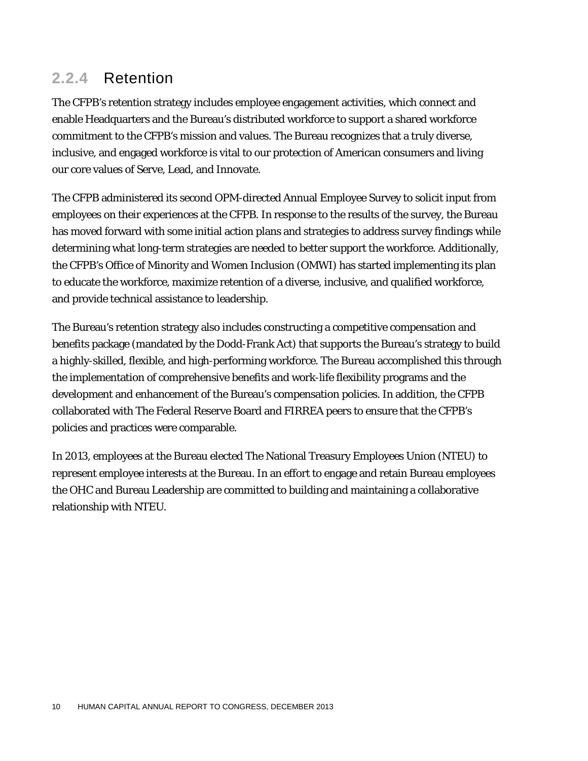### 2.2.4 Retention

The CFPB's retention strategy includes employee engagement activities, which connect and enable Headquarters and the Bureau's distributed workforce to support a shared workforce commitment to the CFPB's mission and values. The Bureau recognizes that a truly diverse, inclusive, and engaged workforce is vital to our protection of American consumers and living our core values of Serve, Lead, and Innovate.

The CFPB administered its second OPM-directed Annual Employee Survey to solicit input from employees on their experiences at the CFPB. In response to the results of the survey, the Bureau has moved forward with some initial action plans and strategies to address survey findings while determining what long-term strategies are needed to better support the workforce. Additionally, the CFPB's Office of Minority and Women Inclusion (OMWI) has started implementing its plan to educate the workforce, maximize retention of a diverse, inclusive, and qualified workforce, and provide technical assistance to leadership.

The Bureau's retention strategy also includes constructing a competitive compensation and benefits package (mandated by the Dodd-Frank Act) that supports the Bureau's strategy to build a highly-skilled, flexible, and high-performing workforce. The Bureau accomplished this through the implementation of comprehensive benefits and work-life flexibility programs and the development and enhancement of the Bureau's compensation policies. In addition, the CFPB collaborated with The Federal Reserve Board and FIRREA peers to ensure that the CFPB's policies and practices were comparable.

In 2013, employees at the Bureau elected The National Treasury Employees Union (NTEU) to represent employee interests at the Bureau. In an effort to engage and retain Bureau employees the OHC and Bureau Leadership are committed to building and maintaining a collaborative relationship with NTEU.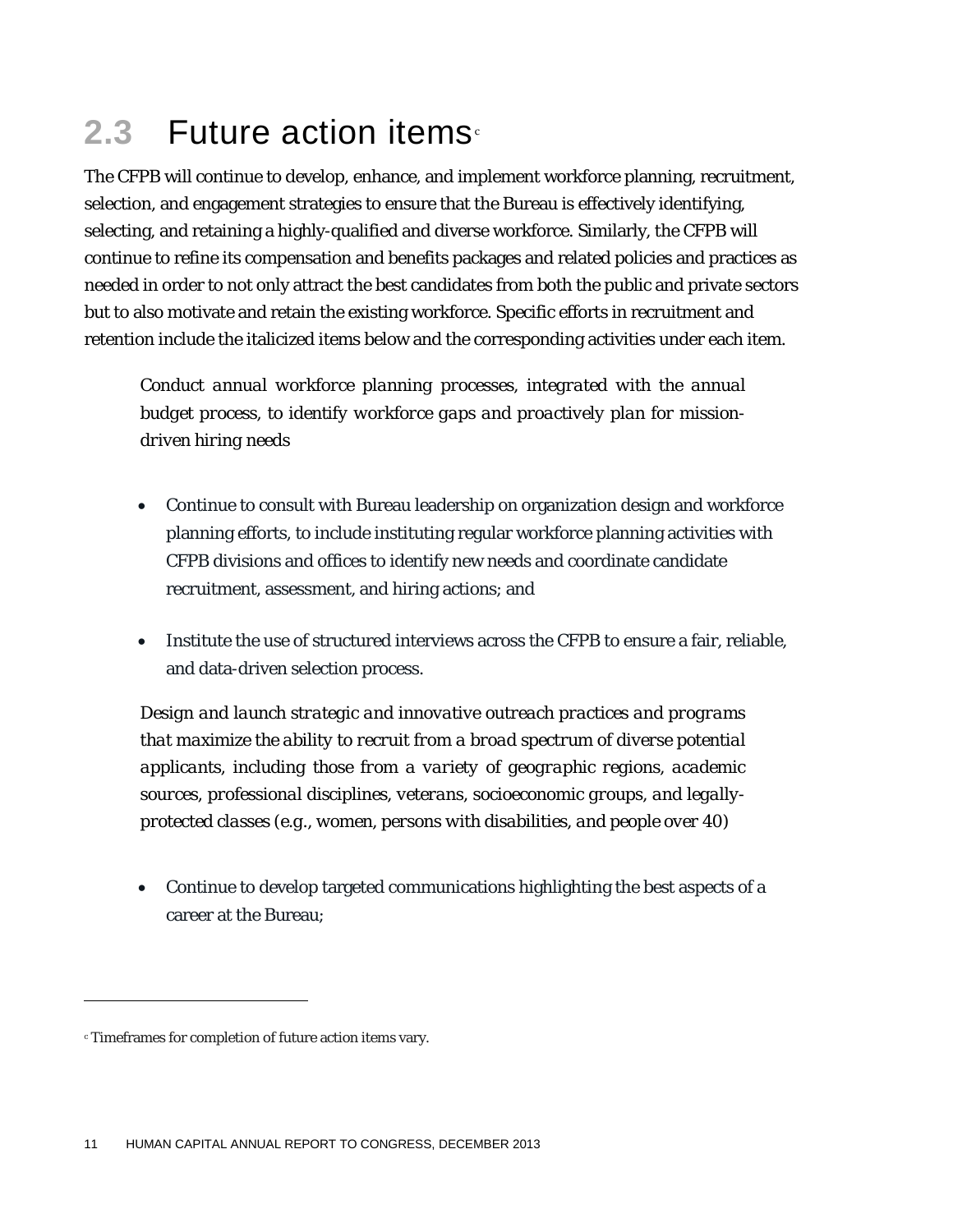## 2.3 Future action items[c]

The CFPB will continue to develop, enhance, and implement workforce planning, recruitment, selection, and engagement strategies to ensure that the Bureau is effectively identifying, selecting, and retaining a highly-qualified and diverse workforce. Similarly, the CFPB will continue to refine its compensation and benefits packages and related policies and practices as needed in order to not only attract the best candidates from both the public and private sectors but to also motivate and retain the existing workforce. Specific efforts in recruitment and retention include the italicized items below and the corresponding activities under each item.

*Conduct annual workforce planning processes, integrated with the annual budget process, to identify workforce gaps and proactively plan for mission-driven hiring needs*

- Continue to consult with Bureau leadership on organization design and workforce planning efforts, to include instituting regular workforce planning activities with CFPB divisions and offices to identify new needs and coordinate candidate recruitment, assessment, and hiring actions; and
- Institute the use of structured interviews across the CFPB to ensure a fair, reliable, and data-driven selection process.

*Design and launch strategic and innovative outreach practices and programs that maximize the ability to recruit from a broad spectrum of diverse potential applicants, including those from a variety of geographic regions, academic sources, professional disciplines, veterans, socioeconomic groups, and legally-protected classes (e.g., women, persons with disabilities, and people over 40)*

- Continue to develop targeted communications highlighting the best aspects of a career at the Bureau;

[c] Timeframes for completion of future action items vary.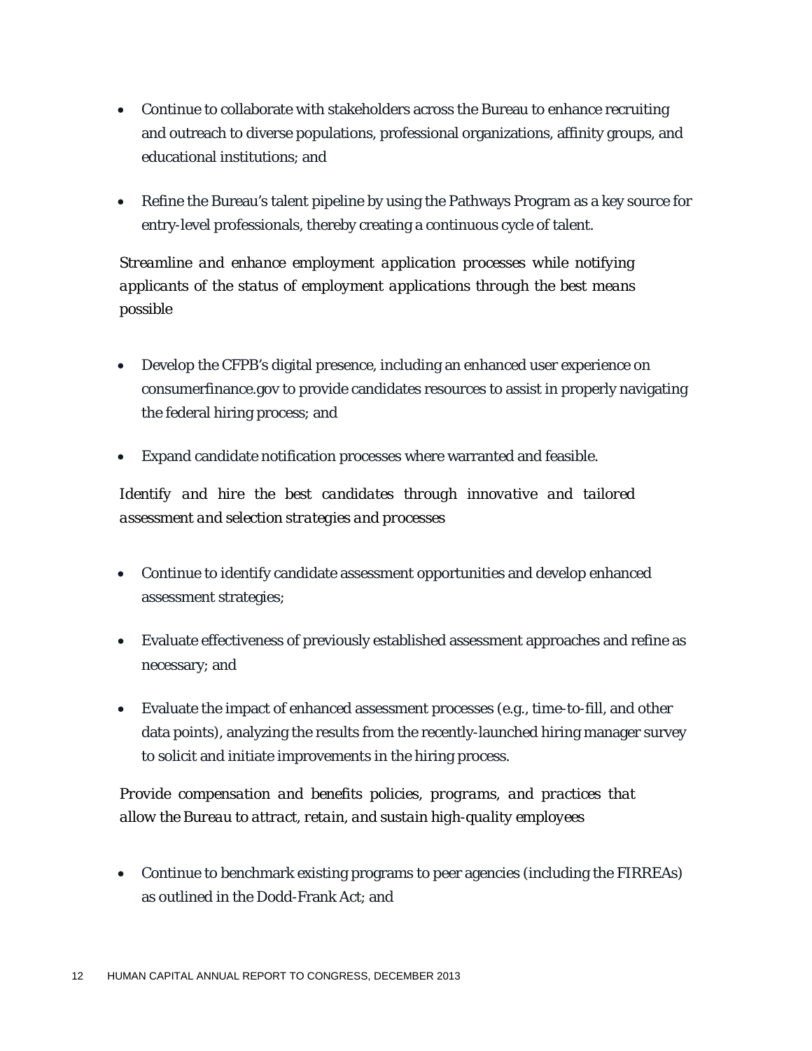- Continue to collaborate with stakeholders across the Bureau to enhance recruiting and outreach to diverse populations, professional organizations, affinity groups, and educational institutions; and

- Refine the Bureau's talent pipeline by using the Pathways Program as a key source for entry-level professionals, thereby creating a continuous cycle of talent.

*Streamline and enhance employment application processes while notifying applicants of the status of employment applications through the best means possible*

- Develop the CFPB's digital presence, including an enhanced user experience on consumerfinance.gov to provide candidates resources to assist in properly navigating the federal hiring process; and

- Expand candidate notification processes where warranted and feasible.

*Identify and hire the best candidates through innovative and tailored assessment and selection strategies and processes*

- Continue to identify candidate assessment opportunities and develop enhanced assessment strategies;

- Evaluate effectiveness of previously established assessment approaches and refine as necessary; and

- Evaluate the impact of enhanced assessment processes (e.g., time-to-fill, and other data points), analyzing the results from the recently-launched hiring manager survey to solicit and initiate improvements in the hiring process.

*Provide compensation and benefits policies, programs, and practices that allow the Bureau to attract, retain, and sustain high-quality employees*

- Continue to benchmark existing programs to peer agencies (including the FIRREAs) as outlined in the Dodd-Frank Act; and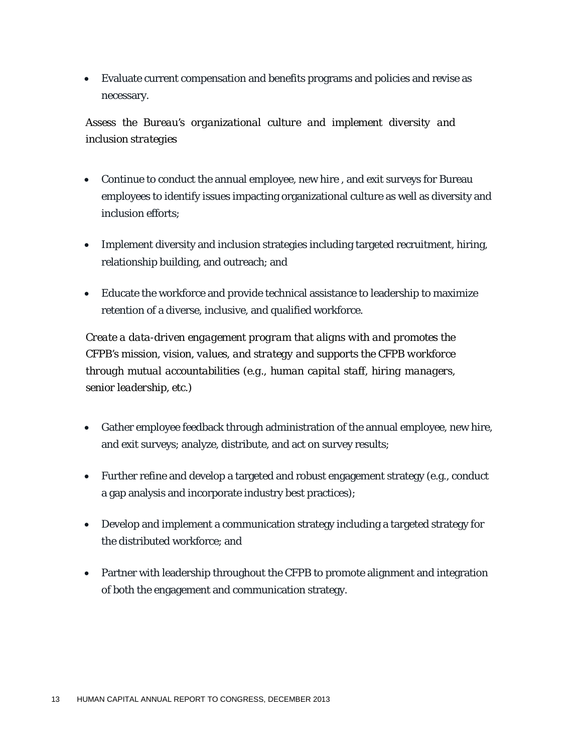- Evaluate current compensation and benefits programs and policies and revise as necessary.

*Assess the Bureau's organizational culture and implement diversity and inclusion strategies*

- Continue to conduct the annual employee, new hire , and exit surveys for Bureau employees to identify issues impacting organizational culture as well as diversity and inclusion efforts;
- Implement diversity and inclusion strategies including targeted recruitment, hiring, relationship building, and outreach; and
- Educate the workforce and provide technical assistance to leadership to maximize retention of a diverse, inclusive, and qualified workforce.

*Create a data-driven engagement program that aligns with and promotes the CFPB's mission, vision, values, and strategy and supports the CFPB workforce through mutual accountabilities (e.g., human capital staff, hiring managers, senior leadership, etc.)*

- Gather employee feedback through administration of the annual employee, new hire, and exit surveys; analyze, distribute, and act on survey results;
- Further refine and develop a targeted and robust engagement strategy (e.g., conduct a gap analysis and incorporate industry best practices);
- Develop and implement a communication strategy including a targeted strategy for the distributed workforce; and
- Partner with leadership throughout the CFPB to promote alignment and integration of both the engagement and communication strategy.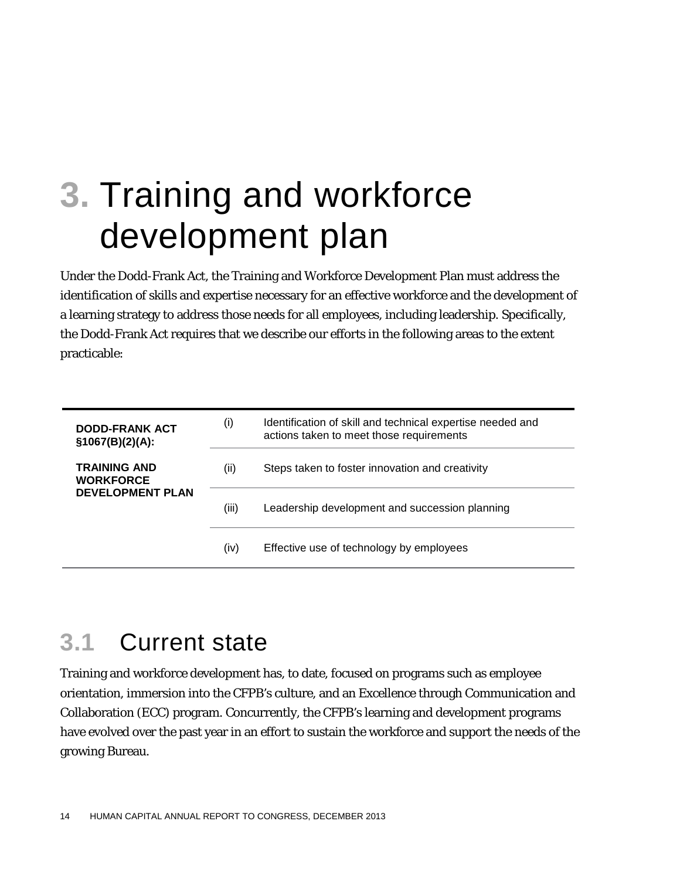# 3. Training and workforce development plan

Under the Dodd-Frank Act, the Training and Workforce Development Plan must address the identification of skills and expertise necessary for an effective workforce and the development of a learning strategy to address those needs for all employees, including leadership. Specifically, the Dodd-Frank Act requires that we describe our efforts in the following areas to the extent practicable:

| DODD-FRANK ACT §1067(B)(2)(A): TRAINING AND WORKFORCE DEVELOPMENT PLAN | | |
|---|---|---|
| | (i) | Identification of skill and technical expertise needed and actions taken to meet those requirements |
| | (ii) | Steps taken to foster innovation and creativity |
| | (iii) | Leadership development and succession planning |
| | (iv) | Effective use of technology by employees |

## 3.1 Current state

Training and workforce development has, to date, focused on programs such as employee orientation, immersion into the CFPB's culture, and an Excellence through Communication and Collaboration (ECC) program. Concurrently, the CFPB's learning and development programs have evolved over the past year in an effort to sustain the workforce and support the needs of the growing Bureau.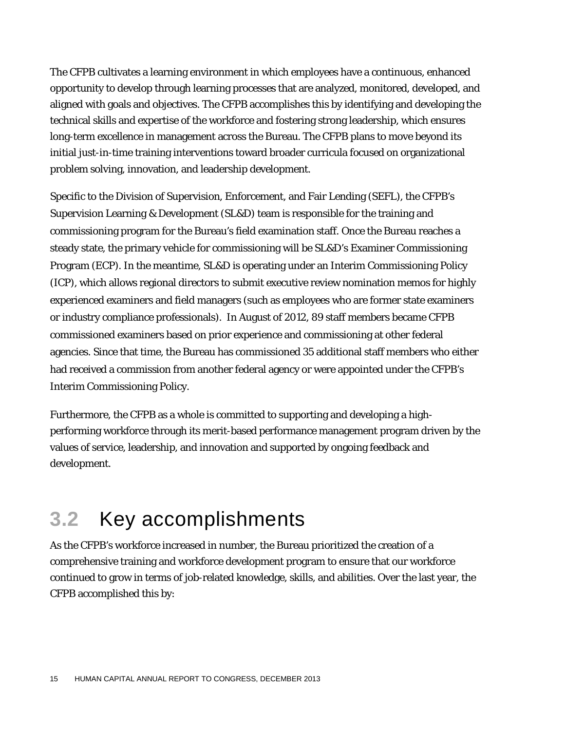The CFPB cultivates a learning environment in which employees have a continuous, enhanced opportunity to develop through learning processes that are analyzed, monitored, developed, and aligned with goals and objectives. The CFPB accomplishes this by identifying and developing the technical skills and expertise of the workforce and fostering strong leadership, which ensures long-term excellence in management across the Bureau. The CFPB plans to move beyond its initial just-in-time training interventions toward broader curricula focused on organizational problem solving, innovation, and leadership development.

Specific to the Division of Supervision, Enforcement, and Fair Lending (SEFL), the CFPB's Supervision Learning & Development (SL&D) team is responsible for the training and commissioning program for the Bureau's field examination staff. Once the Bureau reaches a steady state, the primary vehicle for commissioning will be SL&D's Examiner Commissioning Program (ECP). In the meantime, SL&D is operating under an Interim Commissioning Policy (ICP), which allows regional directors to submit executive review nomination memos for highly experienced examiners and field managers (such as employees who are former state examiners or industry compliance professionals). In August of 2012, 89 staff members became CFPB commissioned examiners based on prior experience and commissioning at other federal agencies. Since that time, the Bureau has commissioned 35 additional staff members who either had received a commission from another federal agency or were appointed under the CFPB's Interim Commissioning Policy.

Furthermore, the CFPB as a whole is committed to supporting and developing a high-performing workforce through its merit-based performance management program driven by the values of service, leadership, and innovation and supported by ongoing feedback and development.

## 3.2 Key accomplishments

As the CFPB's workforce increased in number, the Bureau prioritized the creation of a comprehensive training and workforce development program to ensure that our workforce continued to grow in terms of job-related knowledge, skills, and abilities. Over the last year, the CFPB accomplished this by: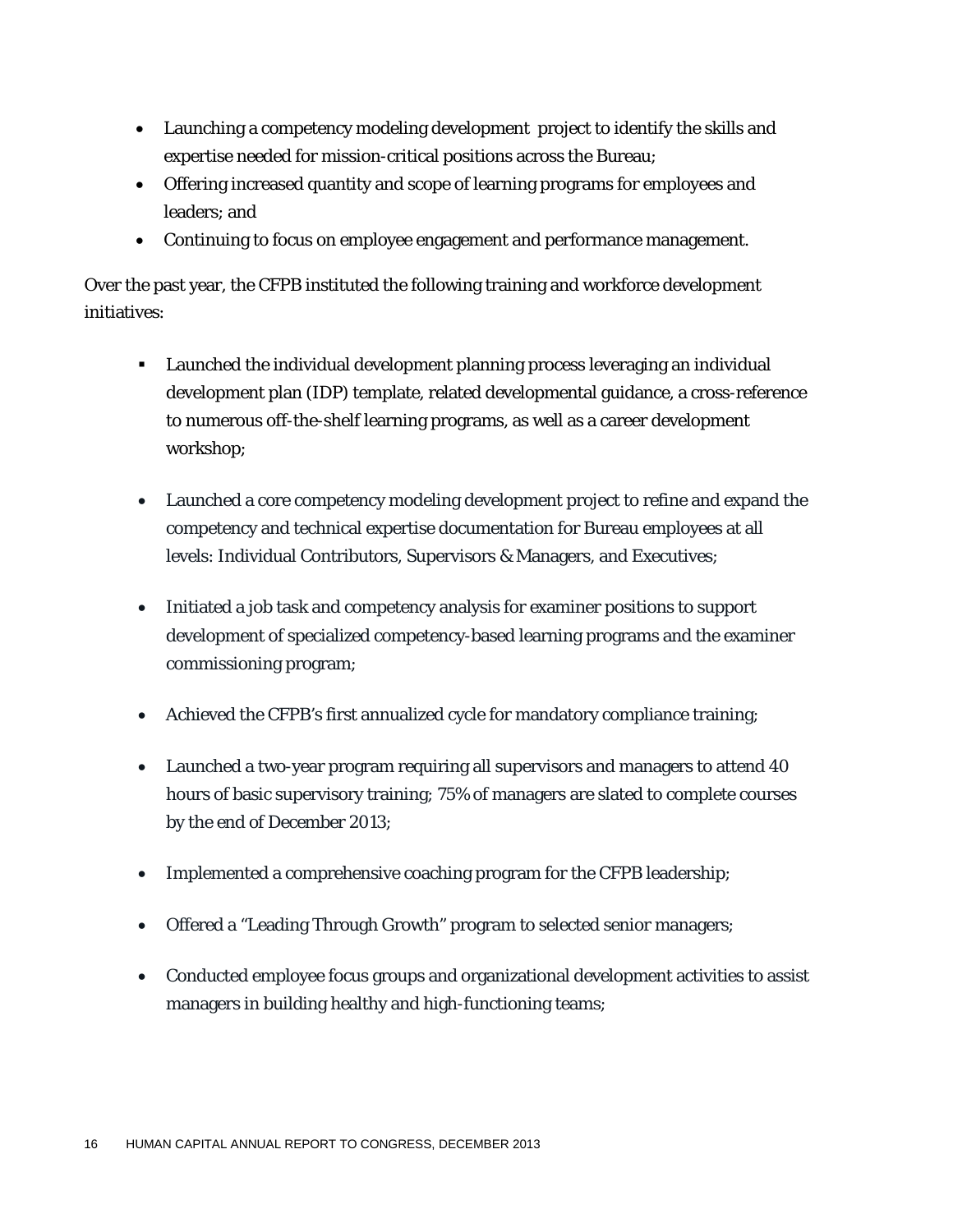- Launching a competency modeling development project to identify the skills and expertise needed for mission-critical positions across the Bureau;
- Offering increased quantity and scope of learning programs for employees and leaders; and
- Continuing to focus on employee engagement and performance management.

Over the past year, the CFPB instituted the following training and workforce development initiatives:

- Launched the individual development planning process leveraging an individual development plan (IDP) template, related developmental guidance, a cross-reference to numerous off-the-shelf learning programs, as well as a career development workshop;

- Launched a core competency modeling development project to refine and expand the competency and technical expertise documentation for Bureau employees at all levels: Individual Contributors, Supervisors & Managers, and Executives;

- Initiated a job task and competency analysis for examiner positions to support development of specialized competency-based learning programs and the examiner commissioning program;

- Achieved the CFPB's first annualized cycle for mandatory compliance training;

- Launched a two-year program requiring all supervisors and managers to attend 40 hours of basic supervisory training; 75% of managers are slated to complete courses by the end of December 2013;

- Implemented a comprehensive coaching program for the CFPB leadership;

- Offered a "Leading Through Growth" program to selected senior managers;

- Conducted employee focus groups and organizational development activities to assist managers in building healthy and high-functioning teams;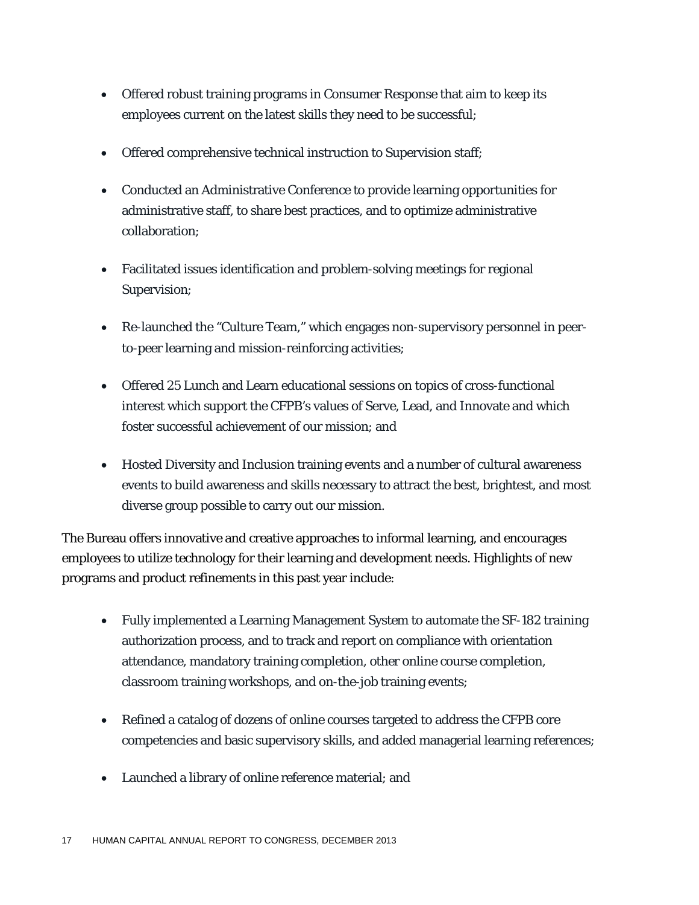- Offered robust training programs in Consumer Response that aim to keep its employees current on the latest skills they need to be successful;
- Offered comprehensive technical instruction to Supervision staff;
- Conducted an Administrative Conference to provide learning opportunities for administrative staff, to share best practices, and to optimize administrative collaboration;
- Facilitated issues identification and problem-solving meetings for regional Supervision;
- Re-launched the "Culture Team," which engages non-supervisory personnel in peer-to-peer learning and mission-reinforcing activities;
- Offered 25 Lunch and Learn educational sessions on topics of cross-functional interest which support the CFPB's values of Serve, Lead, and Innovate and which foster successful achievement of our mission; and
- Hosted Diversity and Inclusion training events and a number of cultural awareness events to build awareness and skills necessary to attract the best, brightest, and most diverse group possible to carry out our mission.

The Bureau offers innovative and creative approaches to informal learning, and encourages employees to utilize technology for their learning and development needs. Highlights of new programs and product refinements in this past year include:

- Fully implemented a Learning Management System to automate the SF-182 training authorization process, and to track and report on compliance with orientation attendance, mandatory training completion, other online course completion, classroom training workshops, and on-the-job training events;
- Refined a catalog of dozens of online courses targeted to address the CFPB core competencies and basic supervisory skills, and added managerial learning references;
- Launched a library of online reference material; and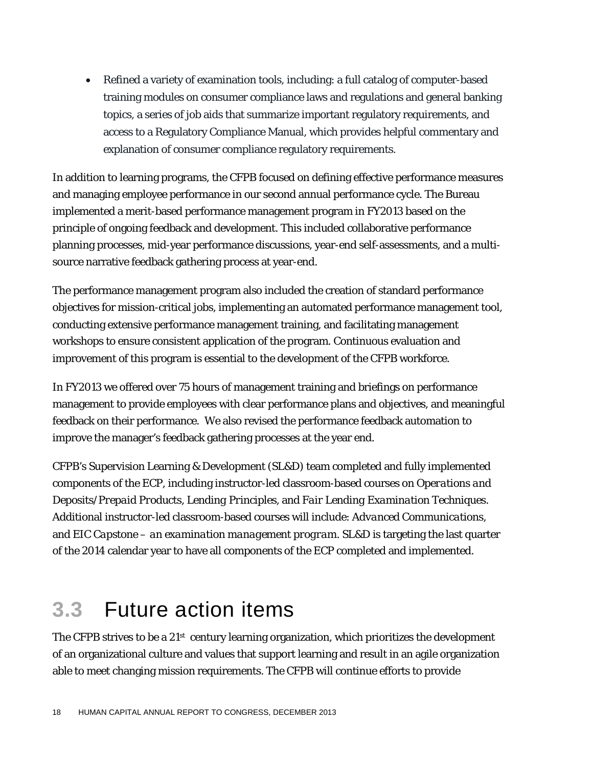- Refined a variety of examination tools, including: a full catalog of computer-based training modules on consumer compliance laws and regulations and general banking topics, a series of job aids that summarize important regulatory requirements, and access to a Regulatory Compliance Manual, which provides helpful commentary and explanation of consumer compliance regulatory requirements.

In addition to learning programs, the CFPB focused on defining effective performance measures and managing employee performance in our second annual performance cycle. The Bureau implemented a merit-based performance management program in FY2013 based on the principle of ongoing feedback and development. This included collaborative performance planning processes, mid-year performance discussions, year-end self-assessments, and a multi-source narrative feedback gathering process at year-end.

The performance management program also included the creation of standard performance objectives for mission-critical jobs, implementing an automated performance management tool, conducting extensive performance management training, and facilitating management workshops to ensure consistent application of the program. Continuous evaluation and improvement of this program is essential to the development of the CFPB workforce.

In FY2013 we offered over 75 hours of management training and briefings on performance management to provide employees with clear performance plans and objectives, and meaningful feedback on their performance. We also revised the performance feedback automation to improve the manager's feedback gathering processes at the year end.

CFPB's Supervision Learning & Development (SL&D) team completed and fully implemented components of the ECP, including instructor-led classroom-based courses on *Operations and Deposits/Prepaid Products*, *Lending Principles*, and *Fair Lending Examination Techniques*. Additional instructor-led classroom-based courses will include: *Advanced Communications*, and *EIC Capstone – an examination management program*. SL&D is targeting the last quarter of the 2014 calendar year to have all components of the ECP completed and implemented.

## 3.3 Future action items

The CFPB strives to be a 21st century learning organization, which prioritizes the development of an organizational culture and values that support learning and result in an agile organization able to meet changing mission requirements. The CFPB will continue efforts to provide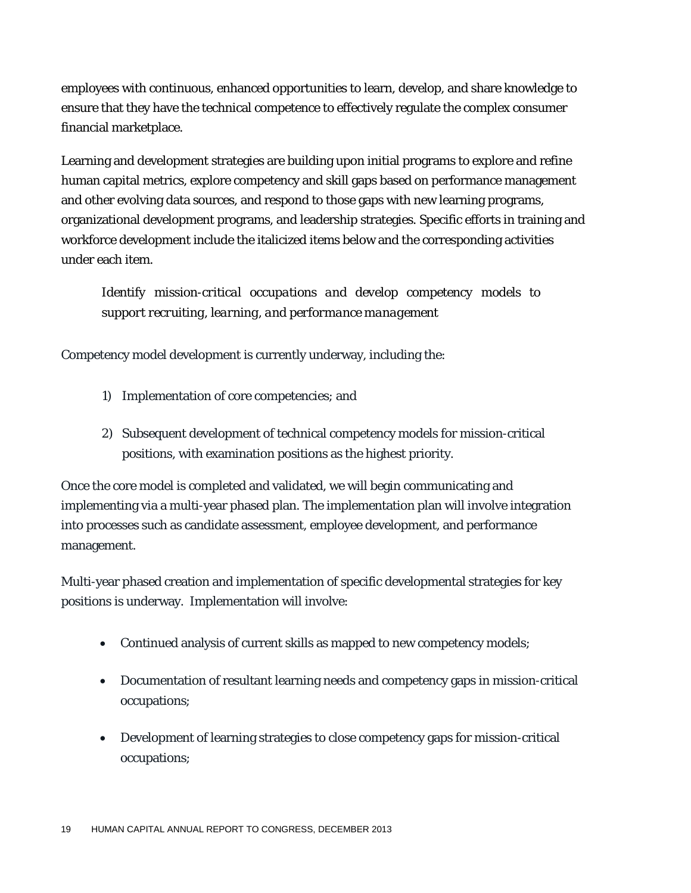employees with continuous, enhanced opportunities to learn, develop, and share knowledge to ensure that they have the technical competence to effectively regulate the complex consumer financial marketplace.

Learning and development strategies are building upon initial programs to explore and refine human capital metrics, explore competency and skill gaps based on performance management and other evolving data sources, and respond to those gaps with new learning programs, organizational development programs, and leadership strategies. Specific efforts in training and workforce development include the italicized items below and the corresponding activities under each item.

*Identify mission-critical occupations and develop competency models to support recruiting, learning, and performance management*

Competency model development is currently underway, including the:

1) Implementation of core competencies; and

2) Subsequent development of technical competency models for mission-critical positions, with examination positions as the highest priority.

Once the core model is completed and validated, we will begin communicating and implementing via a multi-year phased plan. The implementation plan will involve integration into processes such as candidate assessment, employee development, and performance management.

Multi-year phased creation and implementation of specific developmental strategies for key positions is underway. Implementation will involve:

- Continued analysis of current skills as mapped to new competency models;
- Documentation of resultant learning needs and competency gaps in mission-critical occupations;
- Development of learning strategies to close competency gaps for mission-critical occupations;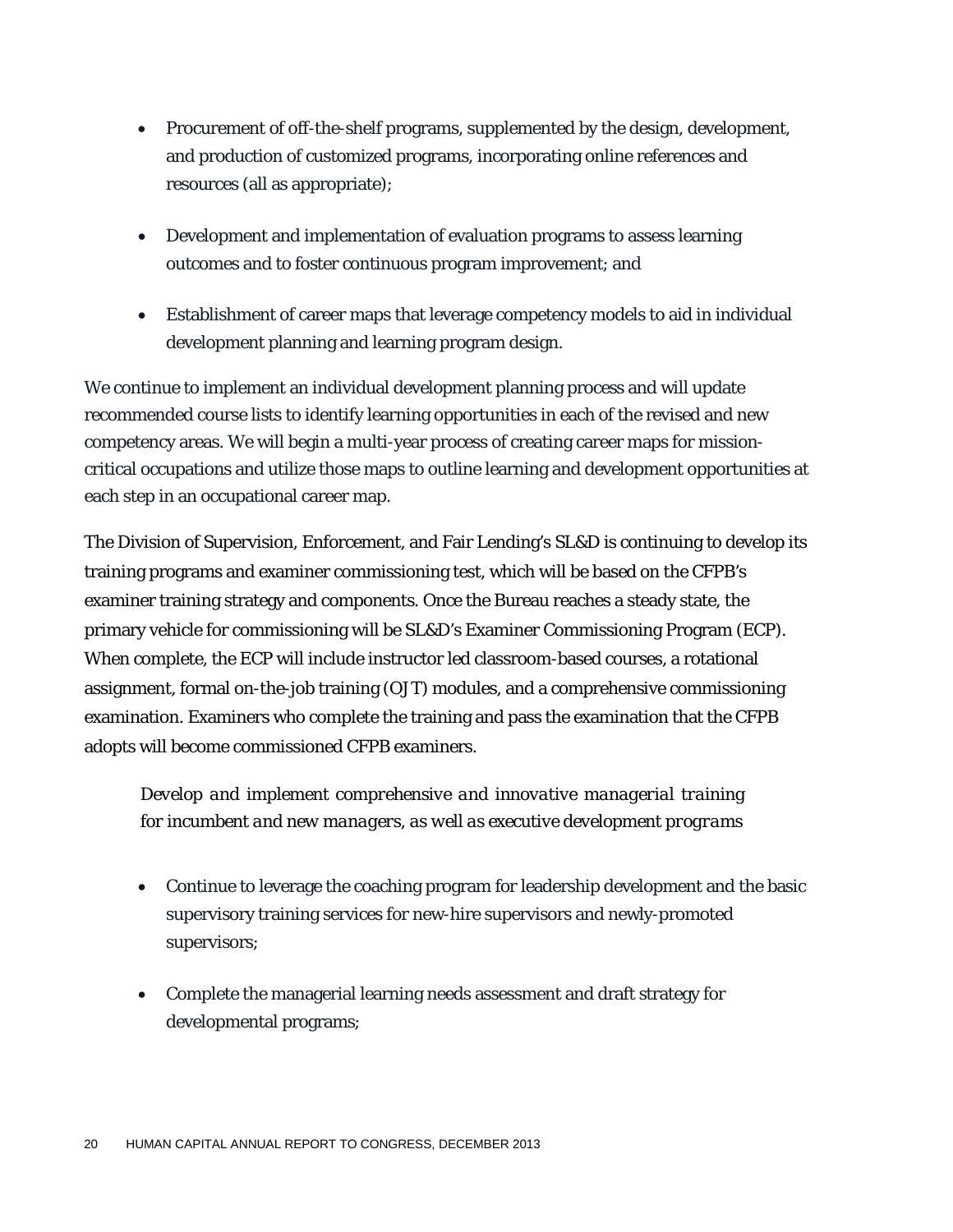- Procurement of off-the-shelf programs, supplemented by the design, development, and production of customized programs, incorporating online references and resources (all as appropriate);
- Development and implementation of evaluation programs to assess learning outcomes and to foster continuous program improvement; and
- Establishment of career maps that leverage competency models to aid in individual development planning and learning program design.

We continue to implement an individual development planning process and will update recommended course lists to identify learning opportunities in each of the revised and new competency areas. We will begin a multi-year process of creating career maps for mission-critical occupations and utilize those maps to outline learning and development opportunities at each step in an occupational career map.

The Division of Supervision, Enforcement, and Fair Lending's SL&D is continuing to develop its training programs and examiner commissioning test, which will be based on the CFPB's examiner training strategy and components. Once the Bureau reaches a steady state, the primary vehicle for commissioning will be SL&D's Examiner Commissioning Program (ECP). When complete, the ECP will include instructor led classroom-based courses, a rotational assignment, formal on-the-job training (OJT) modules, and a comprehensive commissioning examination. Examiners who complete the training and pass the examination that the CFPB adopts will become commissioned CFPB examiners.

*Develop and implement comprehensive and innovative managerial training for incumbent and new managers, as well as executive development programs*

- Continue to leverage the coaching program for leadership development and the basic supervisory training services for new-hire supervisors and newly-promoted supervisors;
- Complete the managerial learning needs assessment and draft strategy for developmental programs;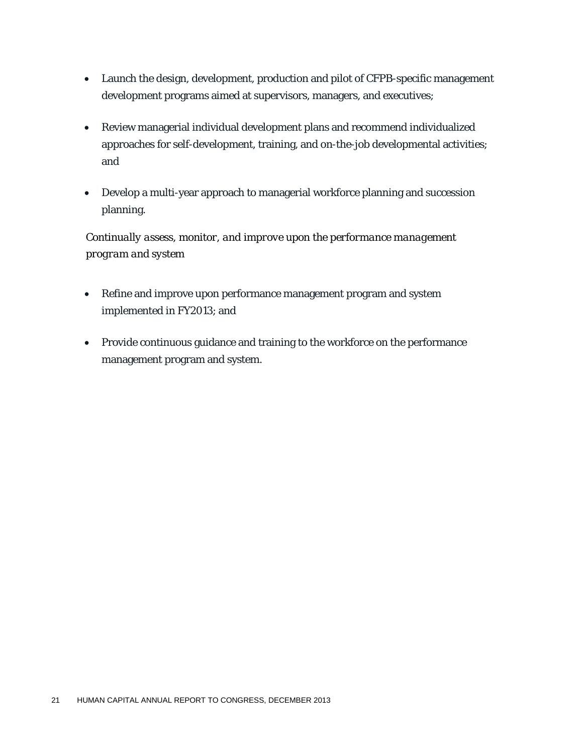- Launch the design, development, production and pilot of CFPB-specific management development programs aimed at supervisors, managers, and executives;
- Review managerial individual development plans and recommend individualized approaches for self-development, training, and on-the-job developmental activities; and
- Develop a multi-year approach to managerial workforce planning and succession planning.

*Continually assess, monitor, and improve upon the performance management program and system*

- Refine and improve upon performance management program and system implemented in FY2013; and
- Provide continuous guidance and training to the workforce on the performance management program and system.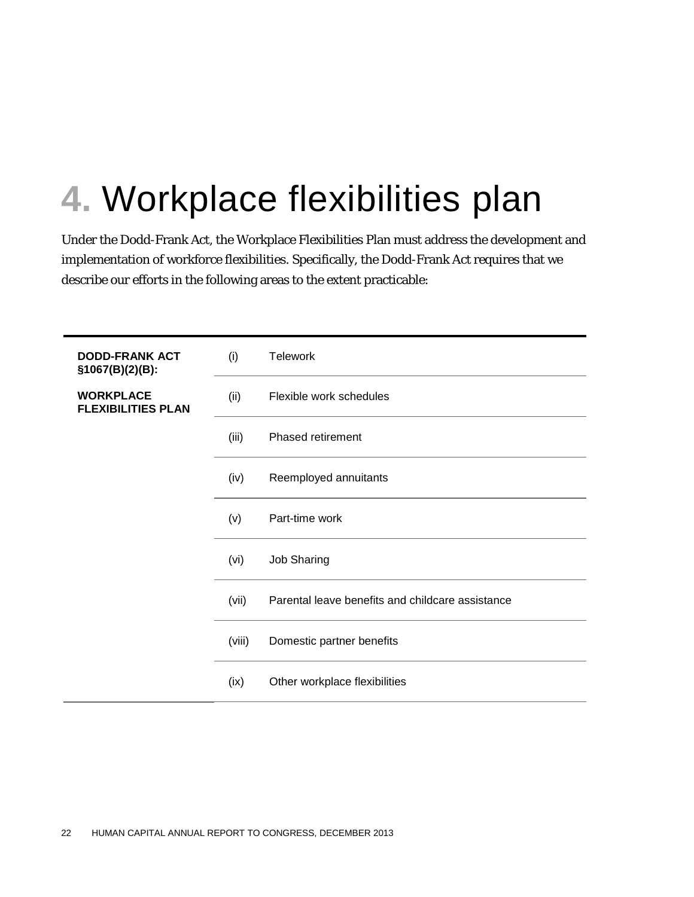# 4. Workplace flexibilities plan

Under the Dodd-Frank Act, the Workplace Flexibilities Plan must address the development and implementation of workforce flexibilities. Specifically, the Dodd-Frank Act requires that we describe our efforts in the following areas to the extent practicable:

| **DODD-FRANK ACT §1067(B)(2)(B):** **WORKPLACE FLEXIBILITIES PLAN** | | |
|---|---|---|
| | (i) | Telework |
| | (ii) | Flexible work schedules |
| | (iii) | Phased retirement |
| | (iv) | Reemployed annuitants |
| | (v) | Part-time work |
| | (vi) | Job Sharing |
| | (vii) | Parental leave benefits and childcare assistance |
| | (viii) | Domestic partner benefits |
| | (ix) | Other workplace flexibilities |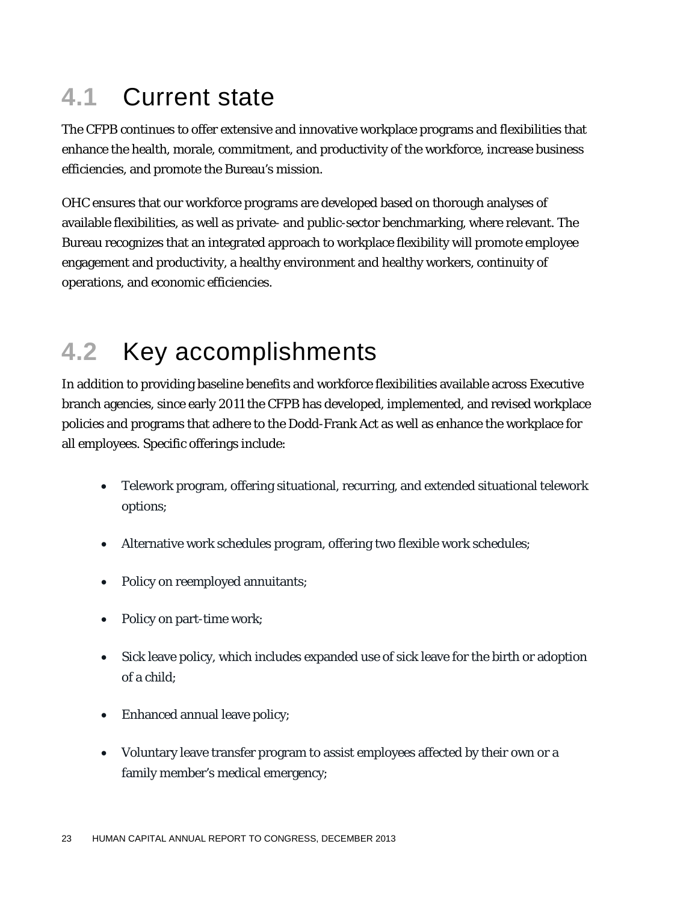## 4.1 Current state

The CFPB continues to offer extensive and innovative workplace programs and flexibilities that enhance the health, morale, commitment, and productivity of the workforce, increase business efficiencies, and promote the Bureau's mission.

OHC ensures that our workforce programs are developed based on thorough analyses of available flexibilities, as well as private- and public-sector benchmarking, where relevant. The Bureau recognizes that an integrated approach to workplace flexibility will promote employee engagement and productivity, a healthy environment and healthy workers, continuity of operations, and economic efficiencies.

## 4.2 Key accomplishments

In addition to providing baseline benefits and workforce flexibilities available across Executive branch agencies, since early 2011 the CFPB has developed, implemented, and revised workplace policies and programs that adhere to the Dodd-Frank Act as well as enhance the workplace for all employees. Specific offerings include:

- Telework program, offering situational, recurring, and extended situational telework options;
- Alternative work schedules program, offering two flexible work schedules;
- Policy on reemployed annuitants;
- Policy on part-time work;
- Sick leave policy, which includes expanded use of sick leave for the birth or adoption of a child;
- Enhanced annual leave policy;
- Voluntary leave transfer program to assist employees affected by their own or a family member's medical emergency;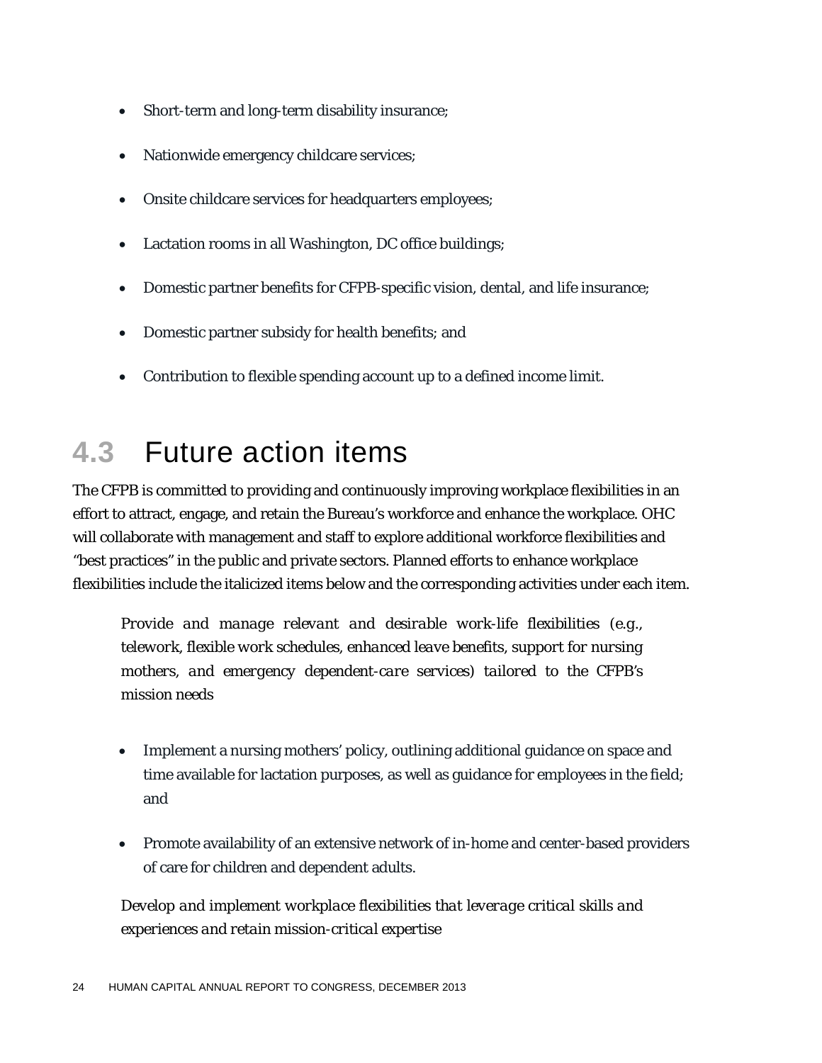- Short-term and long-term disability insurance;
- Nationwide emergency childcare services;
- Onsite childcare services for headquarters employees;
- Lactation rooms in all Washington, DC office buildings;
- Domestic partner benefits for CFPB-specific vision, dental, and life insurance;
- Domestic partner subsidy for health benefits; and
- Contribution to flexible spending account up to a defined income limit.

## 4.3 Future action items

The CFPB is committed to providing and continuously improving workplace flexibilities in an effort to attract, engage, and retain the Bureau's workforce and enhance the workplace. OHC will collaborate with management and staff to explore additional workforce flexibilities and "best practices" in the public and private sectors. Planned efforts to enhance workplace flexibilities include the italicized items below and the corresponding activities under each item.

*Provide and manage relevant and desirable work-life flexibilities (e.g., telework, flexible work schedules, enhanced leave benefits, support for nursing mothers, and emergency dependent-care services) tailored to the CFPB's mission needs*

- Implement a nursing mothers' policy, outlining additional guidance on space and time available for lactation purposes, as well as guidance for employees in the field; and
- Promote availability of an extensive network of in-home and center-based providers of care for children and dependent adults.

*Develop and implement workplace flexibilities that leverage critical skills and experiences and retain mission-critical expertise*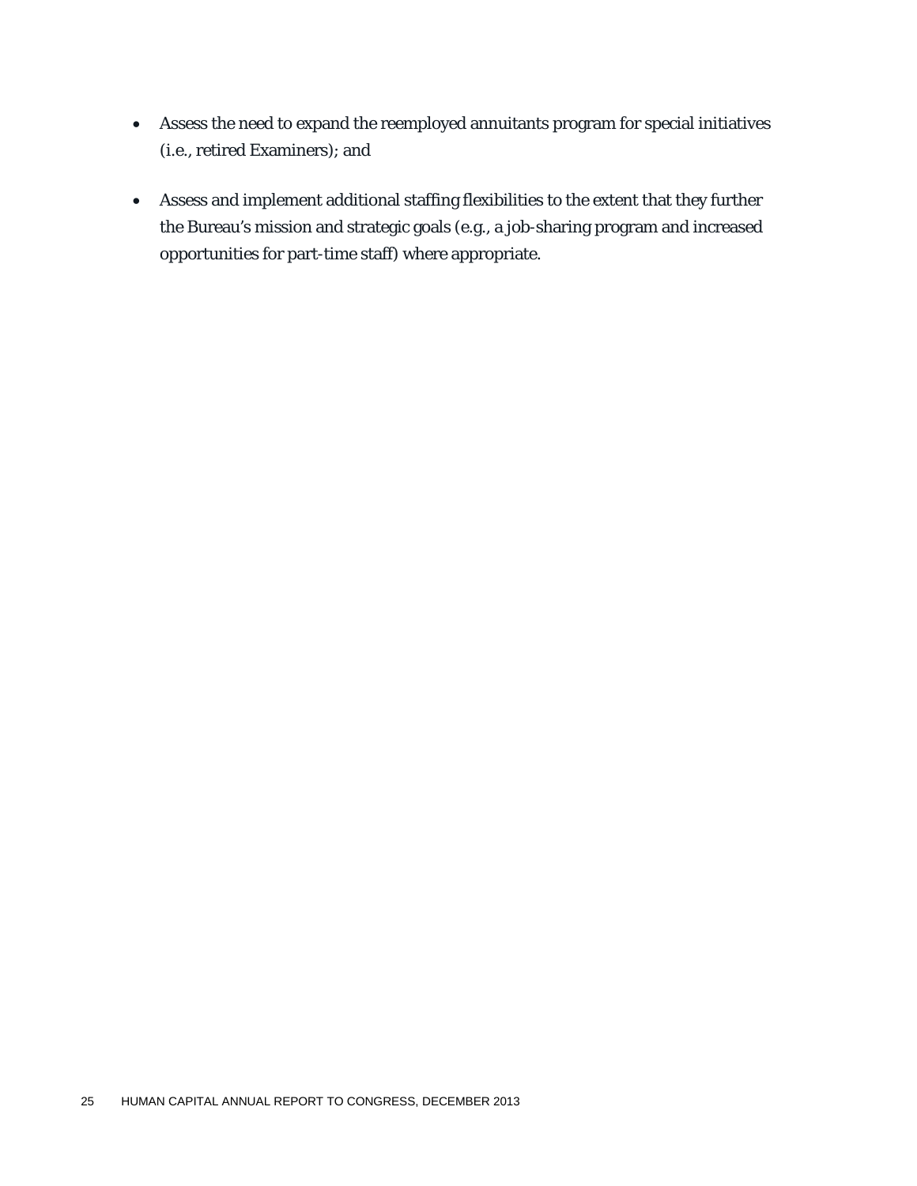- Assess the need to expand the reemployed annuitants program for special initiatives (i.e., retired Examiners); and
- Assess and implement additional staffing flexibilities to the extent that they further the Bureau's mission and strategic goals (e.g., a job-sharing program and increased opportunities for part-time staff) where appropriate.